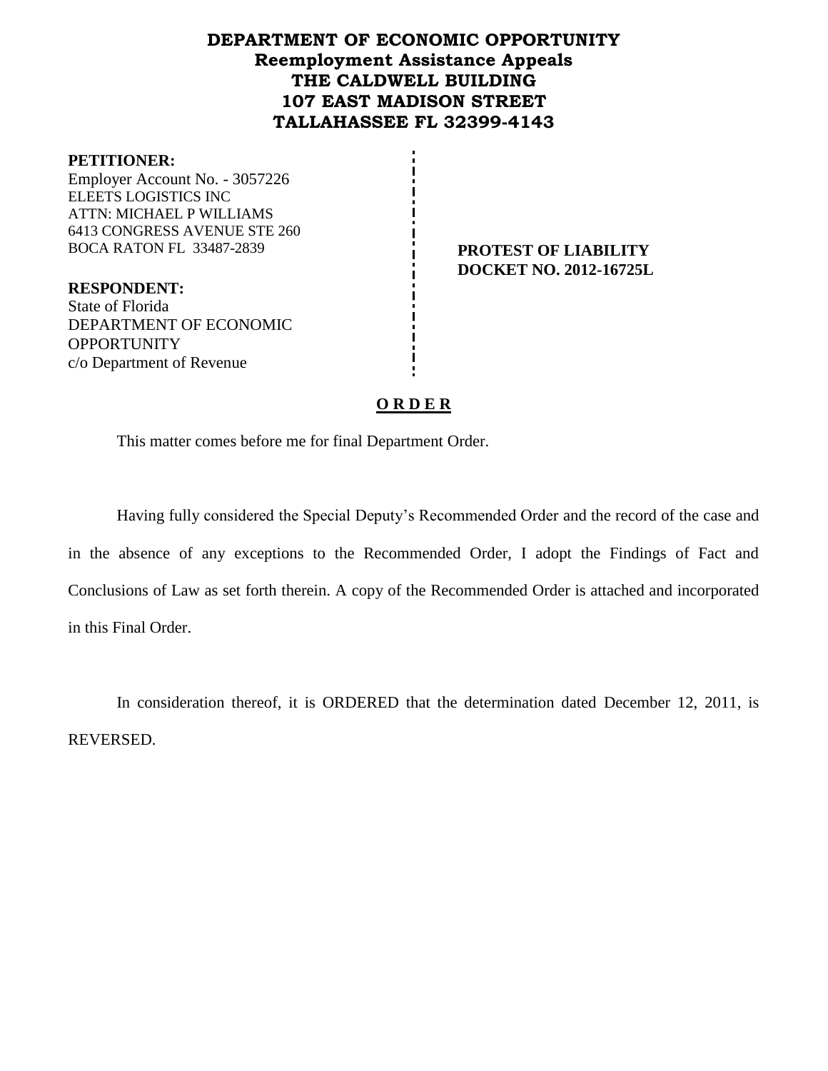# DEPARTMENT OF ECONOMIC OPPORTUNITY
## Reemployment Assistance Appeals
## THE CALDWELL BUILDING
## 107 EAST MADISON STREET
## TALLAHASSEE FL 32399-4143

**PETITIONER:**
Employer Account No. - 3057226
ELEETS LOGISTICS INC
ATTN: MICHAEL P WILLIAMS
6413 CONGRESS AVENUE STE 260
BOCA RATON FL 33487-2839

**PROTEST OF LIABILITY**
**DOCKET NO. 2012-16725L**

**RESPONDENT:**
State of Florida
DEPARTMENT OF ECONOMIC OPPORTUNITY
c/o Department of Revenue

**O R D E R**

This matter comes before me for final Department Order.

Having fully considered the Special Deputy's Recommended Order and the record of the case and in the absence of any exceptions to the Recommended Order, I adopt the Findings of Fact and Conclusions of Law as set forth therein. A copy of the Recommended Order is attached and incorporated in this Final Order.

In consideration thereof, it is ORDERED that the determination dated December 12, 2011, is REVERSED.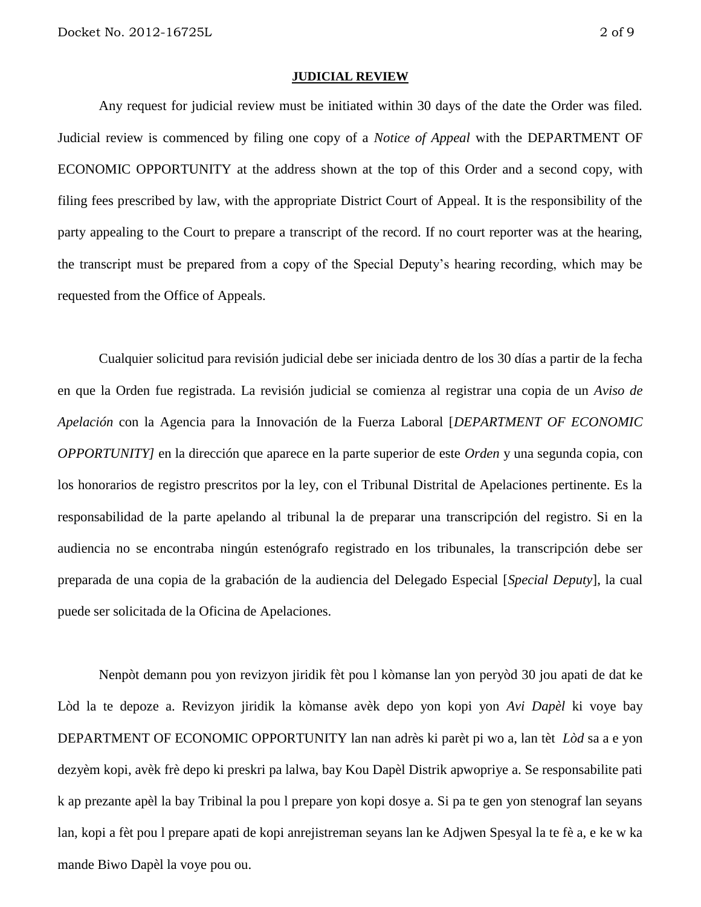**JUDICIAL REVIEW**

Any request for judicial review must be initiated within 30 days of the date the Order was filed. Judicial review is commenced by filing one copy of a *Notice of Appeal* with the DEPARTMENT OF ECONOMIC OPPORTUNITY at the address shown at the top of this Order and a second copy, with filing fees prescribed by law, with the appropriate District Court of Appeal. It is the responsibility of the party appealing to the Court to prepare a transcript of the record. If no court reporter was at the hearing, the transcript must be prepared from a copy of the Special Deputy's hearing recording, which may be requested from the Office of Appeals.

Cualquier solicitud para revisión judicial debe ser iniciada dentro de los 30 días a partir de la fecha en que la Orden fue registrada. La revisión judicial se comienza al registrar una copia de un *Aviso de Apelación* con la Agencia para la Innovación de la Fuerza Laboral [*DEPARTMENT OF ECONOMIC OPPORTUNITY]* en la dirección que aparece en la parte superior de este *Orden* y una segunda copia, con los honorarios de registro prescritos por la ley, con el Tribunal Distrital de Apelaciones pertinente. Es la responsabilidad de la parte apelando al tribunal la de preparar una transcripción del registro. Si en la audiencia no se encontraba ningún estenógrafo registrado en los tribunales, la transcripción debe ser preparada de una copia de la grabación de la audiencia del Delegado Especial [*Special Deputy*], la cual puede ser solicitada de la Oficina de Apelaciones.

Nenpòt demann pou yon revizyon jiridik fèt pou l kòmanse lan yon peryòd 30 jou apati de dat ke Lòd la te depoze a. Revizyon jiridik la kòmanse avèk depo yon kopi yon *Avi Dapèl* ki voye bay DEPARTMENT OF ECONOMIC OPPORTUNITY lan nan adrès ki parèt pi wo a, lan tèt *Lòd* sa a e yon dezyèm kopi, avèk frè depo ki preskri pa lalwa, bay Kou Dapèl Distrik apwopriye a. Se responsabilite pati k ap prezante apèl la bay Tribinal la pou l prepare yon kopi dosye a. Si pa te gen yon stenograf lan seyans lan, kopi a fèt pou l prepare apati de kopi anrejistreman seyans lan ke Adjwen Spesyal la te fè a, e ke w ka mande Biwo Dapèl la voye pou ou.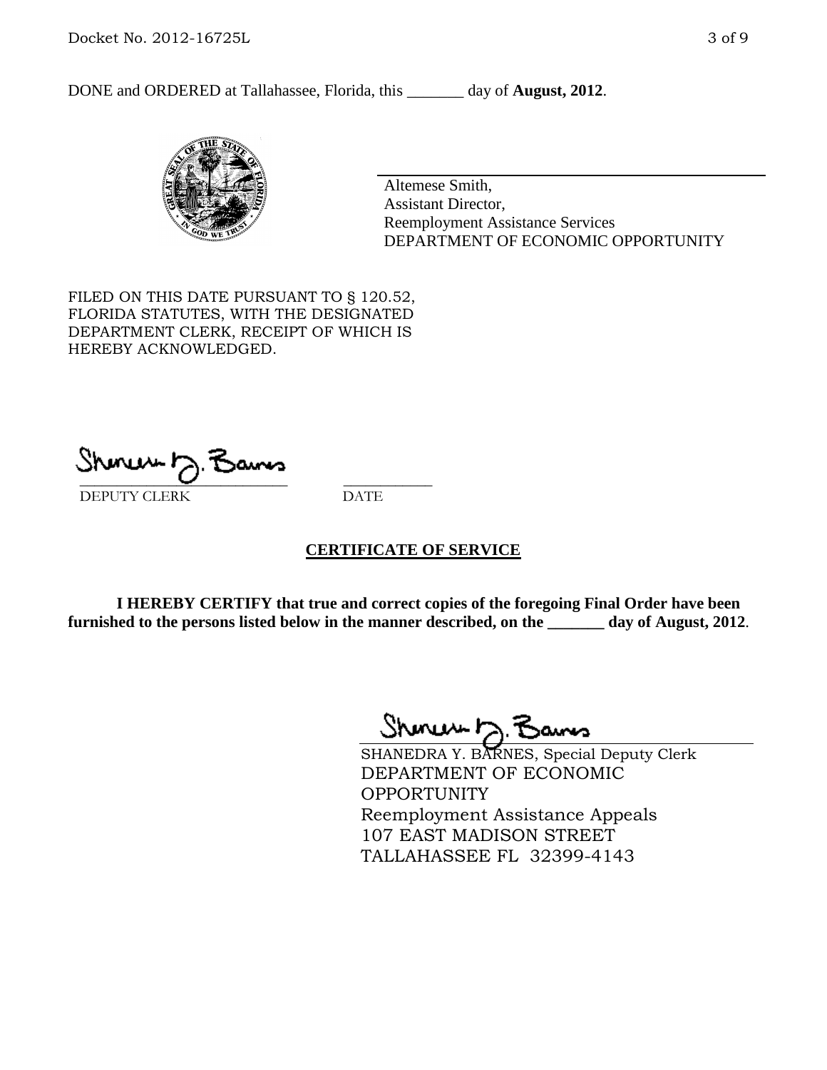DONE and ORDERED at Tallahassee, Florida, this _______ day of **August, 2012**.

Altemese Smith,
Assistant Director,
Reemployment Assistance Services
DEPARTMENT OF ECONOMIC OPPORTUNITY

FILED ON THIS DATE PURSUANT TO § 120.52, FLORIDA STATUTES, WITH THE DESIGNATED DEPARTMENT CLERK, RECEIPT OF WHICH IS HEREBY ACKNOWLEDGED.

\_\_\_\_\_\_\_\_\_\_\_\_\_\_\_\_\_\_\_\_\_\_\_\_\_\_\_\_ \_\_\_\_\_\_\_\_\_\_\_\_
DEPUTY CLERK DATE

**CERTIFICATE OF SERVICE**

**I HEREBY CERTIFY that true and correct copies of the foregoing Final Order have been furnished to the persons listed below in the manner described, on the _______ day of August, 2012**.

SHANEDRA Y. BARNES, Special Deputy Clerk
DEPARTMENT OF ECONOMIC OPPORTUNITY
Reemployment Assistance Appeals
107 EAST MADISON STREET
TALLAHASSEE FL 32399-4143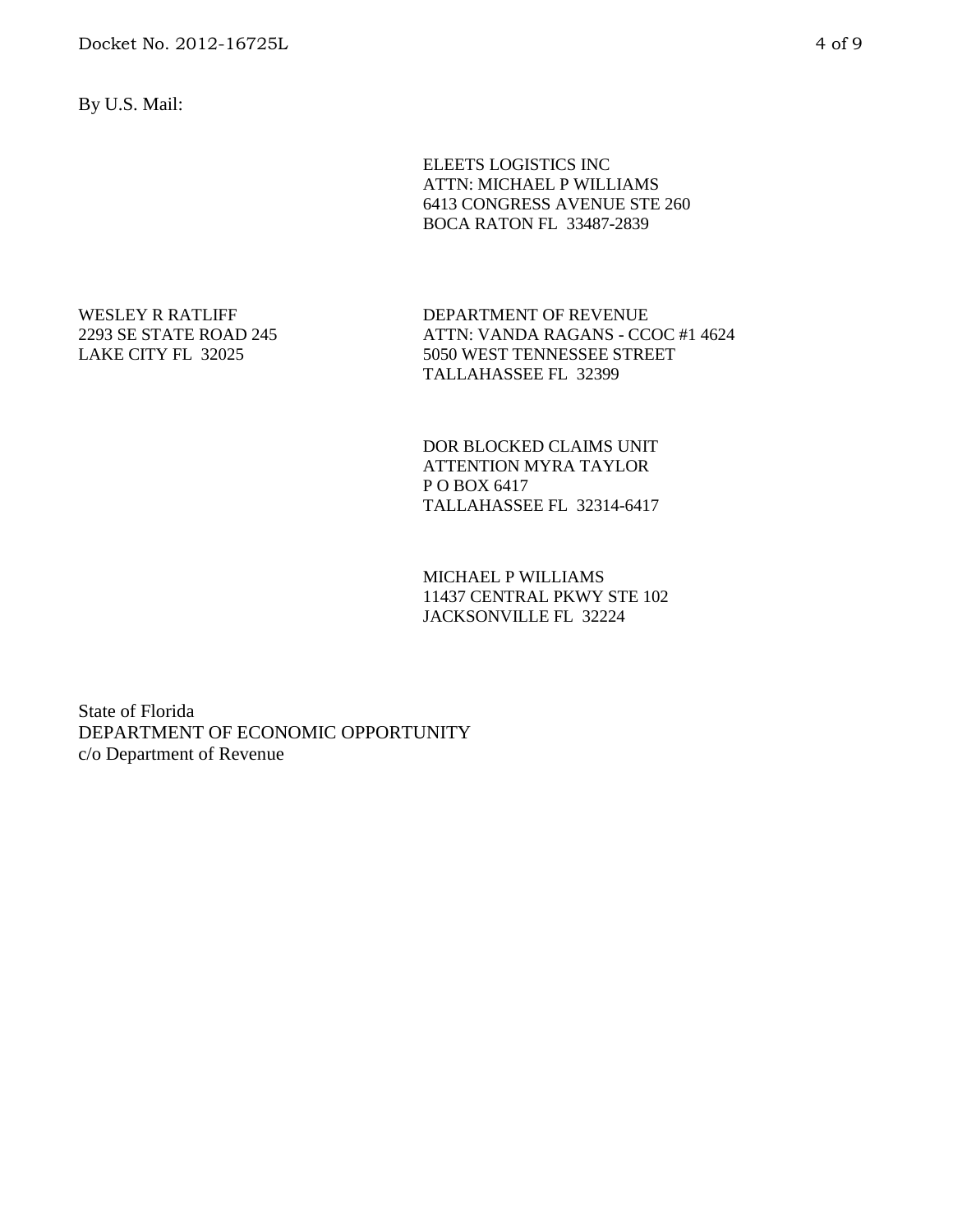By U.S. Mail:

ELEETS LOGISTICS INC
ATTN: MICHAEL P WILLIAMS
6413 CONGRESS AVENUE STE 260
BOCA RATON FL 33487-2839

WESLEY R RATLIFF
2293 SE STATE ROAD 245
LAKE CITY FL 32025

DEPARTMENT OF REVENUE
ATTN: VANDA RAGANS - CCOC #1 4624
5050 WEST TENNESSEE STREET
TALLAHASSEE FL 32399

DOR BLOCKED CLAIMS UNIT
ATTENTION MYRA TAYLOR
P O BOX 6417
TALLAHASSEE FL 32314-6417

MICHAEL P WILLIAMS
11437 CENTRAL PKWY STE 102
JACKSONVILLE FL 32224

State of Florida
DEPARTMENT OF ECONOMIC OPPORTUNITY
c/o Department of Revenue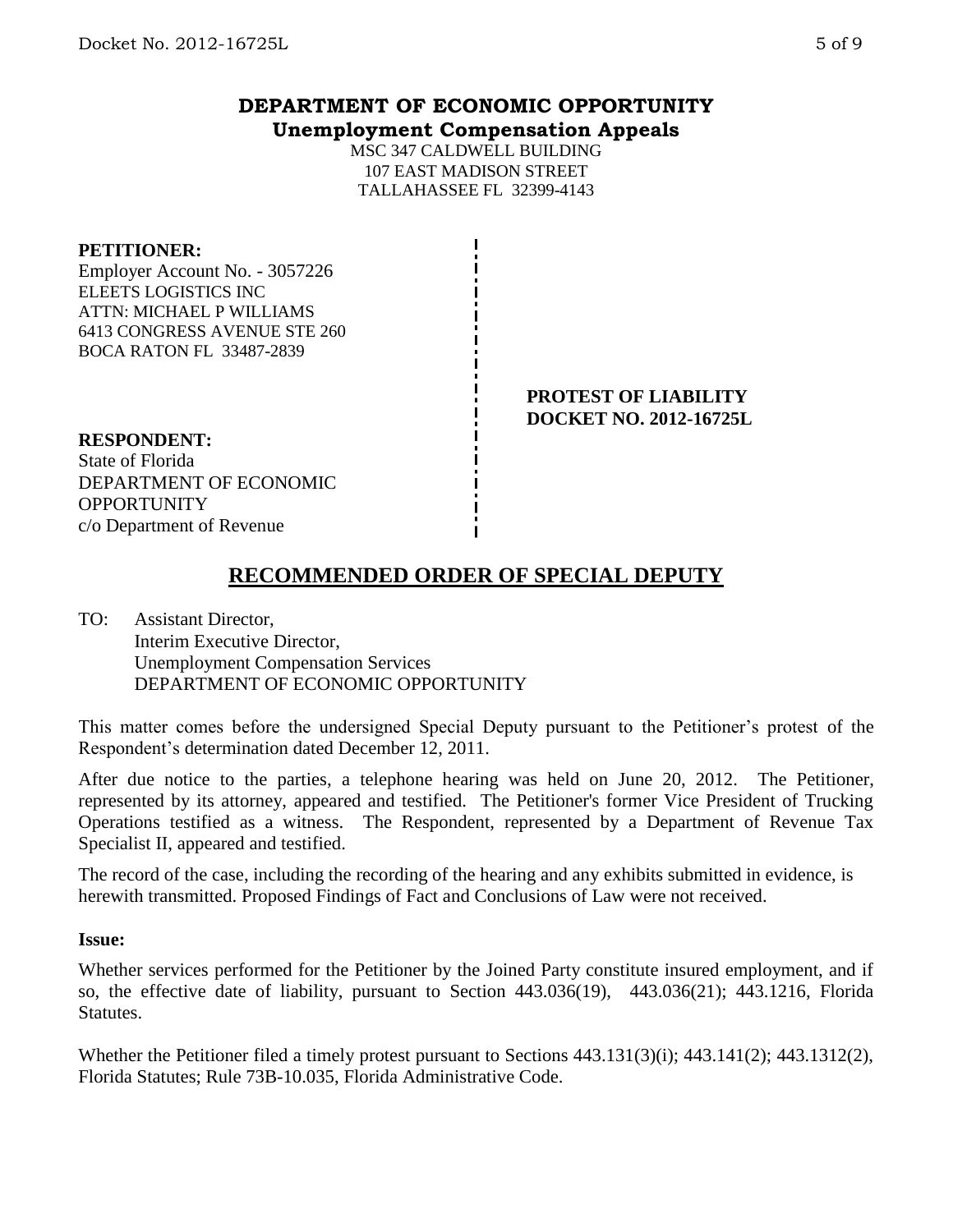# DEPARTMENT OF ECONOMIC OPPORTUNITY
## Unemployment Compensation Appeals

MSC 347 CALDWELL BUILDING
107 EAST MADISON STREET
TALLAHASSEE FL 32399-4143

**PETITIONER:**
Employer Account No. - 3057226
ELEETS LOGISTICS INC
ATTN: MICHAEL P WILLIAMS
6413 CONGRESS AVENUE STE 260
BOCA RATON FL 33487-2839

**PROTEST OF LIABILITY**
**DOCKET NO. 2012-16725L**

**RESPONDENT:**
State of Florida
DEPARTMENT OF ECONOMIC OPPORTUNITY
c/o Department of Revenue

## RECOMMENDED ORDER OF SPECIAL DEPUTY

TO: Assistant Director,
Interim Executive Director,
Unemployment Compensation Services
DEPARTMENT OF ECONOMIC OPPORTUNITY

This matter comes before the undersigned Special Deputy pursuant to the Petitioner's protest of the Respondent's determination dated December 12, 2011.

After due notice to the parties, a telephone hearing was held on June 20, 2012. The Petitioner, represented by its attorney, appeared and testified. The Petitioner's former Vice President of Trucking Operations testified as a witness. The Respondent, represented by a Department of Revenue Tax Specialist II, appeared and testified.

The record of the case, including the recording of the hearing and any exhibits submitted in evidence, is herewith transmitted. Proposed Findings of Fact and Conclusions of Law were not received.

**Issue:**

Whether services performed for the Petitioner by the Joined Party constitute insured employment, and if so, the effective date of liability, pursuant to Section 443.036(19), 443.036(21); 443.1216, Florida Statutes.

Whether the Petitioner filed a timely protest pursuant to Sections 443.131(3)(i); 443.141(2); 443.1312(2), Florida Statutes; Rule 73B-10.035, Florida Administrative Code.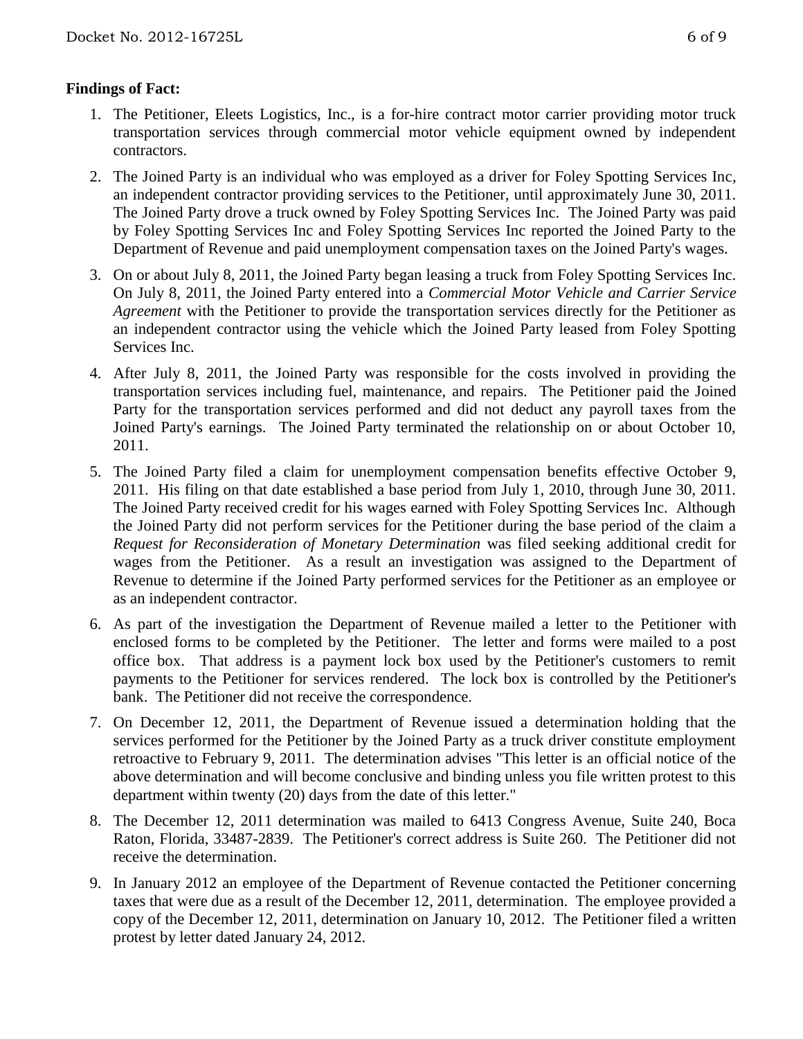**Findings of Fact:**

1. The Petitioner, Eleets Logistics, Inc., is a for-hire contract motor carrier providing motor truck transportation services through commercial motor vehicle equipment owned by independent contractors.

2. The Joined Party is an individual who was employed as a driver for Foley Spotting Services Inc, an independent contractor providing services to the Petitioner, until approximately June 30, 2011. The Joined Party drove a truck owned by Foley Spotting Services Inc. The Joined Party was paid by Foley Spotting Services Inc and Foley Spotting Services Inc reported the Joined Party to the Department of Revenue and paid unemployment compensation taxes on the Joined Party's wages.

3. On or about July 8, 2011, the Joined Party began leasing a truck from Foley Spotting Services Inc. On July 8, 2011, the Joined Party entered into a *Commercial Motor Vehicle and Carrier Service Agreement* with the Petitioner to provide the transportation services directly for the Petitioner as an independent contractor using the vehicle which the Joined Party leased from Foley Spotting Services Inc.

4. After July 8, 2011, the Joined Party was responsible for the costs involved in providing the transportation services including fuel, maintenance, and repairs. The Petitioner paid the Joined Party for the transportation services performed and did not deduct any payroll taxes from the Joined Party's earnings. The Joined Party terminated the relationship on or about October 10, 2011.

5. The Joined Party filed a claim for unemployment compensation benefits effective October 9, 2011. His filing on that date established a base period from July 1, 2010, through June 30, 2011. The Joined Party received credit for his wages earned with Foley Spotting Services Inc. Although the Joined Party did not perform services for the Petitioner during the base period of the claim a *Request for Reconsideration of Monetary Determination* was filed seeking additional credit for wages from the Petitioner. As a result an investigation was assigned to the Department of Revenue to determine if the Joined Party performed services for the Petitioner as an employee or as an independent contractor.

6. As part of the investigation the Department of Revenue mailed a letter to the Petitioner with enclosed forms to be completed by the Petitioner. The letter and forms were mailed to a post office box. That address is a payment lock box used by the Petitioner's customers to remit payments to the Petitioner for services rendered. The lock box is controlled by the Petitioner's bank. The Petitioner did not receive the correspondence.

7. On December 12, 2011, the Department of Revenue issued a determination holding that the services performed for the Petitioner by the Joined Party as a truck driver constitute employment retroactive to February 9, 2011. The determination advises "This letter is an official notice of the above determination and will become conclusive and binding unless you file written protest to this department within twenty (20) days from the date of this letter."

8. The December 12, 2011 determination was mailed to 6413 Congress Avenue, Suite 240, Boca Raton, Florida, 33487-2839. The Petitioner's correct address is Suite 260. The Petitioner did not receive the determination.

9. In January 2012 an employee of the Department of Revenue contacted the Petitioner concerning taxes that were due as a result of the December 12, 2011, determination. The employee provided a copy of the December 12, 2011, determination on January 10, 2012. The Petitioner filed a written protest by letter dated January 24, 2012.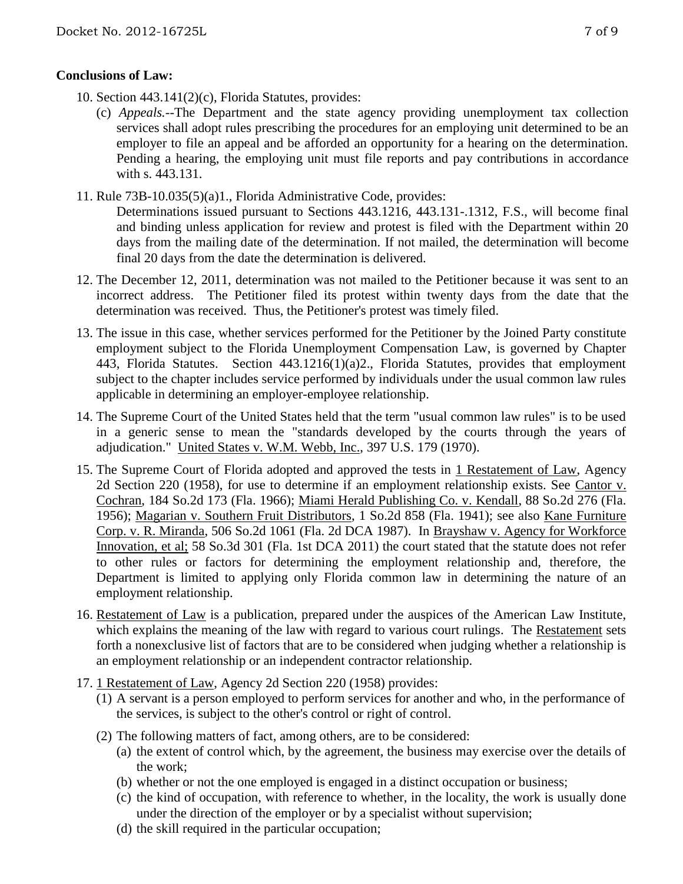**Conclusions of Law:**

10. Section 443.141(2)(c), Florida Statutes, provides:
    (c) *Appeals.*--The Department and the state agency providing unemployment tax collection services shall adopt rules prescribing the procedures for an employing unit determined to be an employer to file an appeal and be afforded an opportunity for a hearing on the determination. Pending a hearing, the employing unit must file reports and pay contributions in accordance with s. 443.131.

11. Rule 73B-10.035(5)(a)1., Florida Administrative Code, provides:
    Determinations issued pursuant to Sections 443.1216, 443.131-.1312, F.S., will become final and binding unless application for review and protest is filed with the Department within 20 days from the mailing date of the determination. If not mailed, the determination will become final 20 days from the date the determination is delivered.

12. The December 12, 2011, determination was not mailed to the Petitioner because it was sent to an incorrect address. The Petitioner filed its protest within twenty days from the date that the determination was received. Thus, the Petitioner's protest was timely filed.

13. The issue in this case, whether services performed for the Petitioner by the Joined Party constitute employment subject to the Florida Unemployment Compensation Law, is governed by Chapter 443, Florida Statutes. Section 443.1216(1)(a)2., Florida Statutes, provides that employment subject to the chapter includes service performed by individuals under the usual common law rules applicable in determining an employer-employee relationship.

14. The Supreme Court of the United States held that the term "usual common law rules" is to be used in a generic sense to mean the "standards developed by the courts through the years of adjudication." United States v. W.M. Webb, Inc., 397 U.S. 179 (1970).

15. The Supreme Court of Florida adopted and approved the tests in 1 Restatement of Law, Agency 2d Section 220 (1958), for use to determine if an employment relationship exists. See Cantor v. Cochran, 184 So.2d 173 (Fla. 1966); Miami Herald Publishing Co. v. Kendall, 88 So.2d 276 (Fla. 1956); Magarian v. Southern Fruit Distributors, 1 So.2d 858 (Fla. 1941); see also Kane Furniture Corp. v. R. Miranda, 506 So.2d 1061 (Fla. 2d DCA 1987). In Brayshaw v. Agency for Workforce Innovation, et al; 58 So.3d 301 (Fla. 1st DCA 2011) the court stated that the statute does not refer to other rules or factors for determining the employment relationship and, therefore, the Department is limited to applying only Florida common law in determining the nature of an employment relationship.

16. Restatement of Law is a publication, prepared under the auspices of the American Law Institute, which explains the meaning of the law with regard to various court rulings. The Restatement sets forth a nonexclusive list of factors that are to be considered when judging whether a relationship is an employment relationship or an independent contractor relationship.

17. 1 Restatement of Law, Agency 2d Section 220 (1958) provides:
    (1) A servant is a person employed to perform services for another and who, in the performance of the services, is subject to the other's control or right of control.
    (2) The following matters of fact, among others, are to be considered:
        (a) the extent of control which, by the agreement, the business may exercise over the details of the work;
        (b) whether or not the one employed is engaged in a distinct occupation or business;
        (c) the kind of occupation, with reference to whether, in the locality, the work is usually done under the direction of the employer or by a specialist without supervision;
        (d) the skill required in the particular occupation;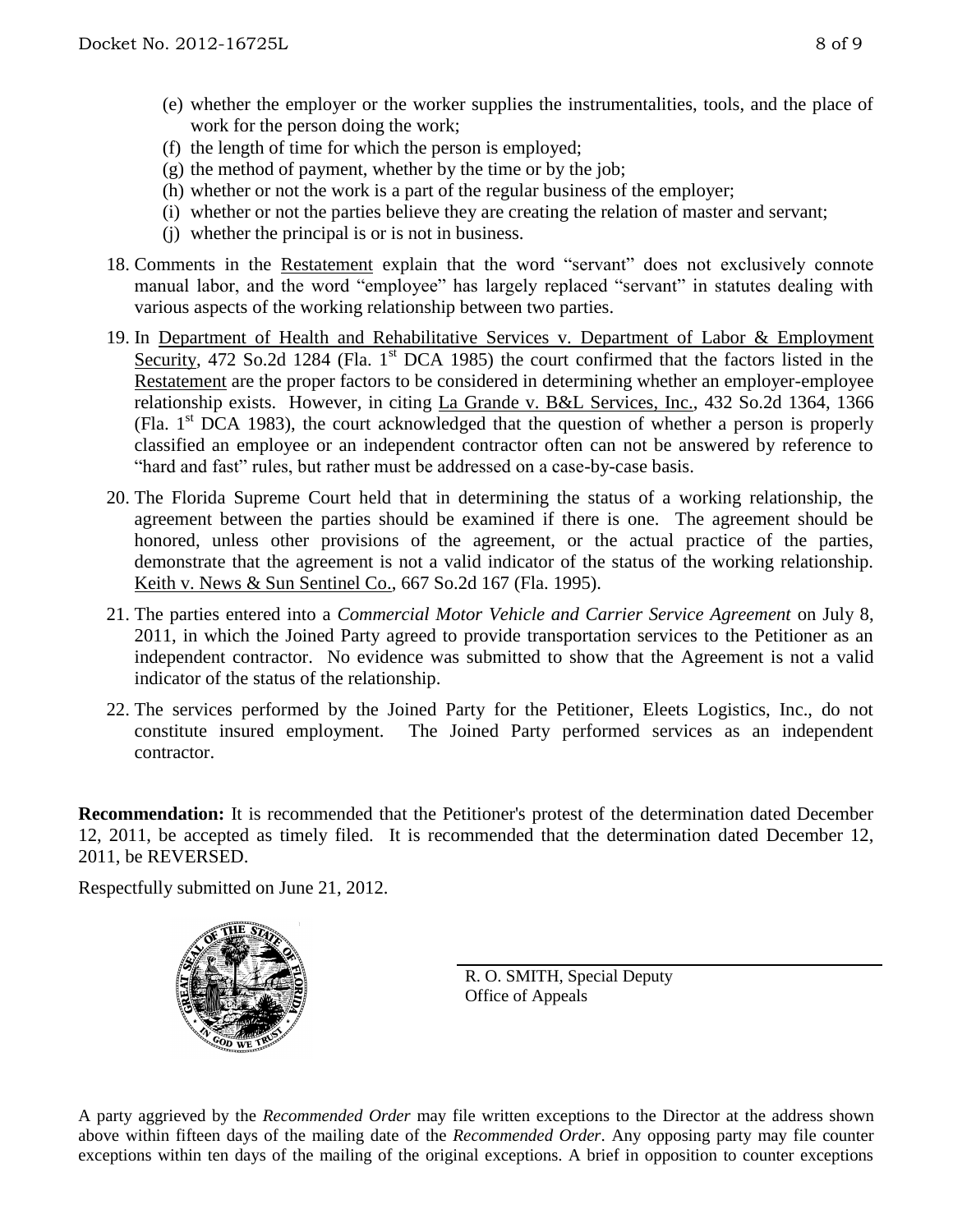(e) whether the employer or the worker supplies the instrumentalities, tools, and the place of work for the person doing the work;
(f) the length of time for which the person is employed;
(g) the method of payment, whether by the time or by the job;
(h) whether or not the work is a part of the regular business of the employer;
(i) whether or not the parties believe they are creating the relation of master and servant;
(j) whether the principal is or is not in business.

18. Comments in the Restatement explain that the word "servant" does not exclusively connote manual labor, and the word "employee" has largely replaced "servant" in statutes dealing with various aspects of the working relationship between two parties.

19. In Department of Health and Rehabilitative Services v. Department of Labor & Employment Security, 472 So.2d 1284 (Fla. 1st DCA 1985) the court confirmed that the factors listed in the Restatement are the proper factors to be considered in determining whether an employer-employee relationship exists. However, in citing La Grande v. B&L Services, Inc., 432 So.2d 1364, 1366 (Fla. 1st DCA 1983), the court acknowledged that the question of whether a person is properly classified an employee or an independent contractor often can not be answered by reference to "hard and fast" rules, but rather must be addressed on a case-by-case basis.

20. The Florida Supreme Court held that in determining the status of a working relationship, the agreement between the parties should be examined if there is one. The agreement should be honored, unless other provisions of the agreement, or the actual practice of the parties, demonstrate that the agreement is not a valid indicator of the status of the working relationship. Keith v. News & Sun Sentinel Co., 667 So.2d 167 (Fla. 1995).

21. The parties entered into a *Commercial Motor Vehicle and Carrier Service Agreement* on July 8, 2011, in which the Joined Party agreed to provide transportation services to the Petitioner as an independent contractor. No evidence was submitted to show that the Agreement is not a valid indicator of the status of the relationship.

22. The services performed by the Joined Party for the Petitioner, Eleets Logistics, Inc., do not constitute insured employment. The Joined Party performed services as an independent contractor.

**Recommendation:** It is recommended that the Petitioner's protest of the determination dated December 12, 2011, be accepted as timely filed. It is recommended that the determination dated December 12, 2011, be REVERSED.

Respectfully submitted on June 21, 2012.

R. O. SMITH, Special Deputy
Office of Appeals

A party aggrieved by the *Recommended Order* may file written exceptions to the Director at the address shown above within fifteen days of the mailing date of the *Recommended Order*. Any opposing party may file counter exceptions within ten days of the mailing of the original exceptions. A brief in opposition to counter exceptions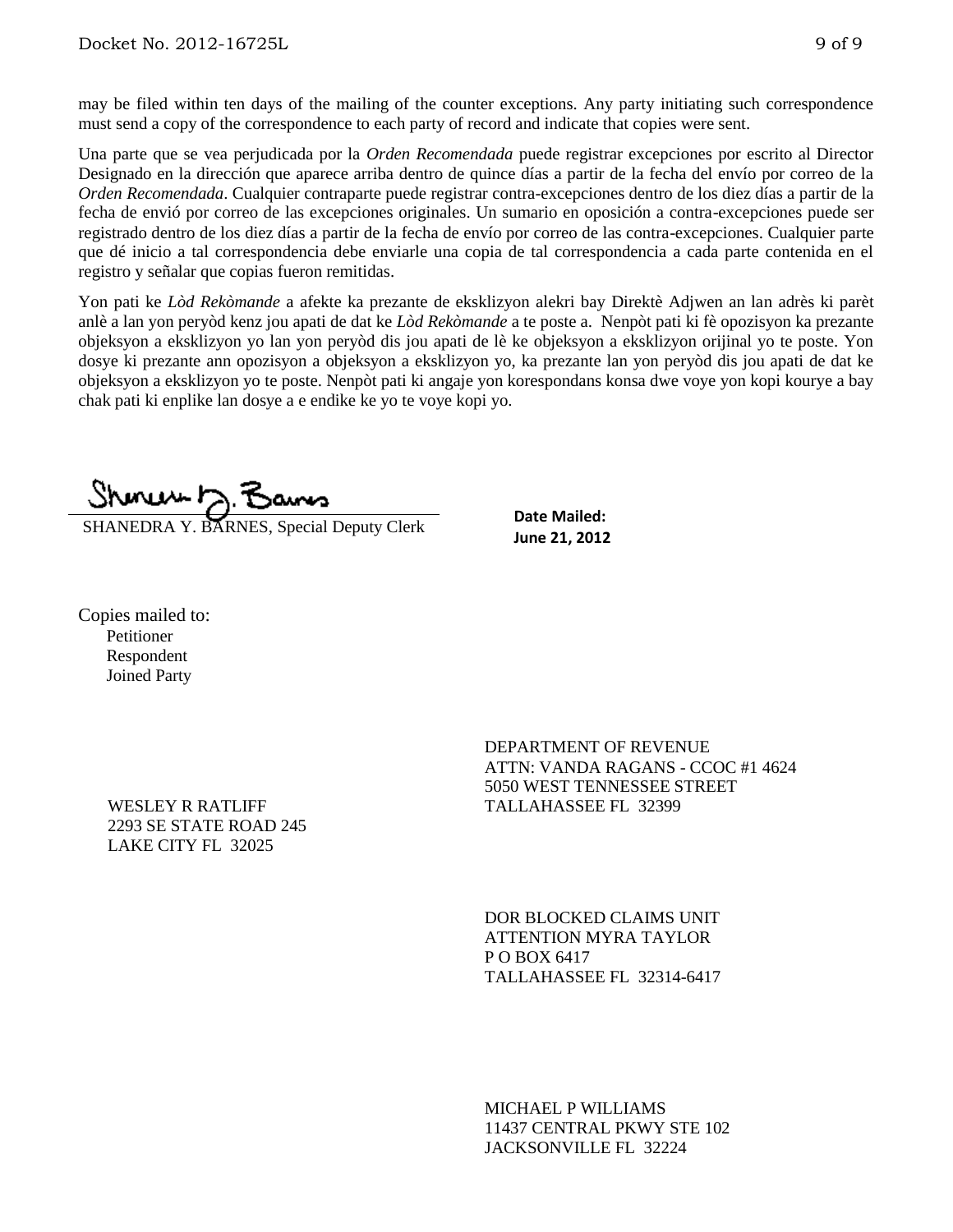may be filed within ten days of the mailing of the counter exceptions. Any party initiating such correspondence must send a copy of the correspondence to each party of record and indicate that copies were sent.

Una parte que se vea perjudicada por la *Orden Recomendada* puede registrar excepciones por escrito al Director Designado en la dirección que aparece arriba dentro de quince días a partir de la fecha del envío por correo de la *Orden Recomendada*. Cualquier contraparte puede registrar contra-excepciones dentro de los diez días a partir de la fecha de envió por correo de las excepciones originales. Un sumario en oposición a contra-excepciones puede ser registrado dentro de los diez días a partir de la fecha de envío por correo de las contra-excepciones. Cualquier parte que dé inicio a tal correspondencia debe enviarle una copia de tal correspondencia a cada parte contenida en el registro y señalar que copias fueron remitidas.

Yon pati ke *Lòd Rekòmande* a afekte ka prezante de eksklizyon alekri bay Direktè Adjwen an lan adrès ki parèt anlè a lan yon peryòd kenz jou apati de dat ke *Lòd Rekòmande* a te poste a. Nenpòt pati ki fè opozisyon ka prezante objeksyon a eksklizyon yo lan yon peryòd dis jou apati de lè ke objeksyon a eksklizyon orijinal yo te poste. Yon dosye ki prezante ann opozisyon a objeksyon a eksklizyon yo, ka prezante lan yon peryòd dis jou apati de dat ke objeksyon a eksklizyon yo te poste. Nenpòt pati ki angaje yon korespondans konsa dwe voye yon kopi kourye a bay chak pati ki enplike lan dosye a e endike ke yo te voye kopi yo.

SHANEDRA Y. BARNES, Special Deputy Clerk

**Date Mailed:**
**June 21, 2012**

Copies mailed to:
Petitioner
Respondent
Joined Party

WESLEY R RATLIFF
2293 SE STATE ROAD 245
LAKE CITY FL 32025

DEPARTMENT OF REVENUE
ATTN: VANDA RAGANS - CCOC #1 4624
5050 WEST TENNESSEE STREET
TALLAHASSEE FL 32399

DOR BLOCKED CLAIMS UNIT
ATTENTION MYRA TAYLOR
P O BOX 6417
TALLAHASSEE FL 32314-6417

MICHAEL P WILLIAMS
11437 CENTRAL PKWY STE 102
JACKSONVILLE FL 32224